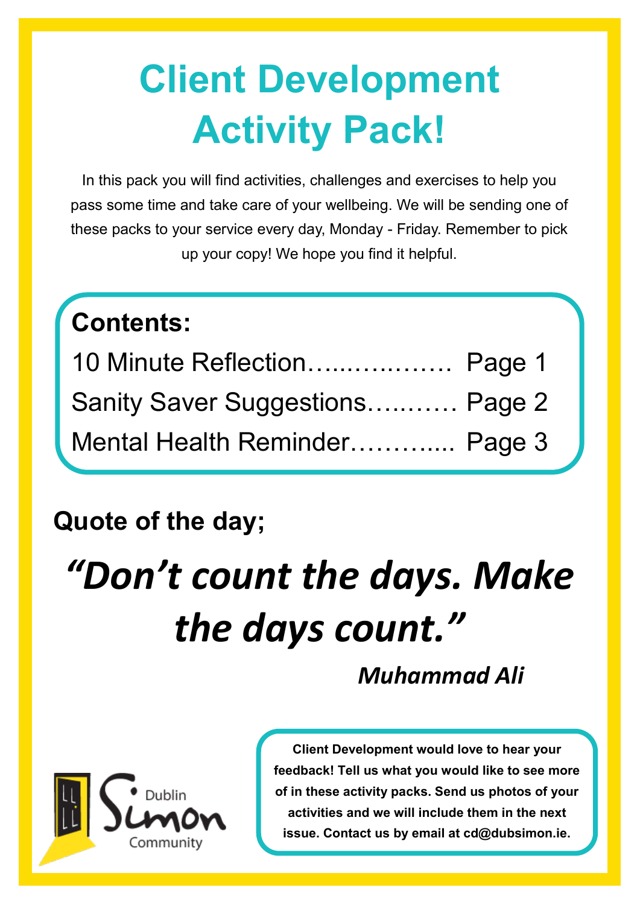# Client Development Activity Pack!

In this pack you will find activities, challenges and exercises to help you pass some time and take care of your wellbeing. We will be sending one of these packs to your service every day, Monday - Friday. Remember to pick up your copy! We hope you find it helpful.

**Contents:**

10 Minute Reflection…................ Page 1

Sanity Saver Suggestions…........ Page 2

Mental Health Reminder…..…...... Page 3

**Quote of the day;**

***"Don't count the days. Make the days count."***

***Muhammad Ali***

Dublin Simon Community

**Client Development would love to hear your feedback! Tell us what you would like to see more of in these activity packs. Send us photos of your activities and we will include them in the next issue. Contact us by email at cd@dubsimon.ie.**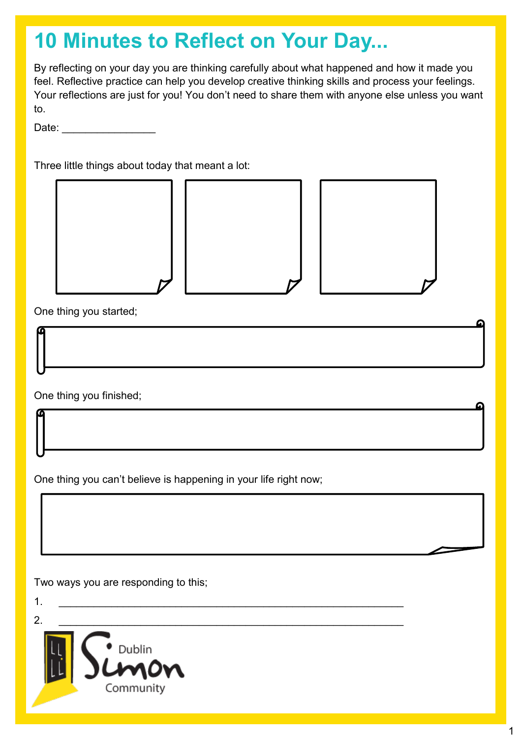# 10 Minutes to Reflect on Your Day...

By reflecting on your day you are thinking carefully about what happened and how it made you feel. Reflective practice can help you develop creative thinking skills and process your feelings. Your reflections are just for you! You don't need to share them with anyone else unless you want to.

Date: ________________

Three little things about today that meant a lot:

One thing you started;

One thing you finished;

One thing you can't believe is happening in your life right now;

Two ways you are responding to this;

1. ____________________________________________________________

2. ____________________________________________________________

Dublin Simon Community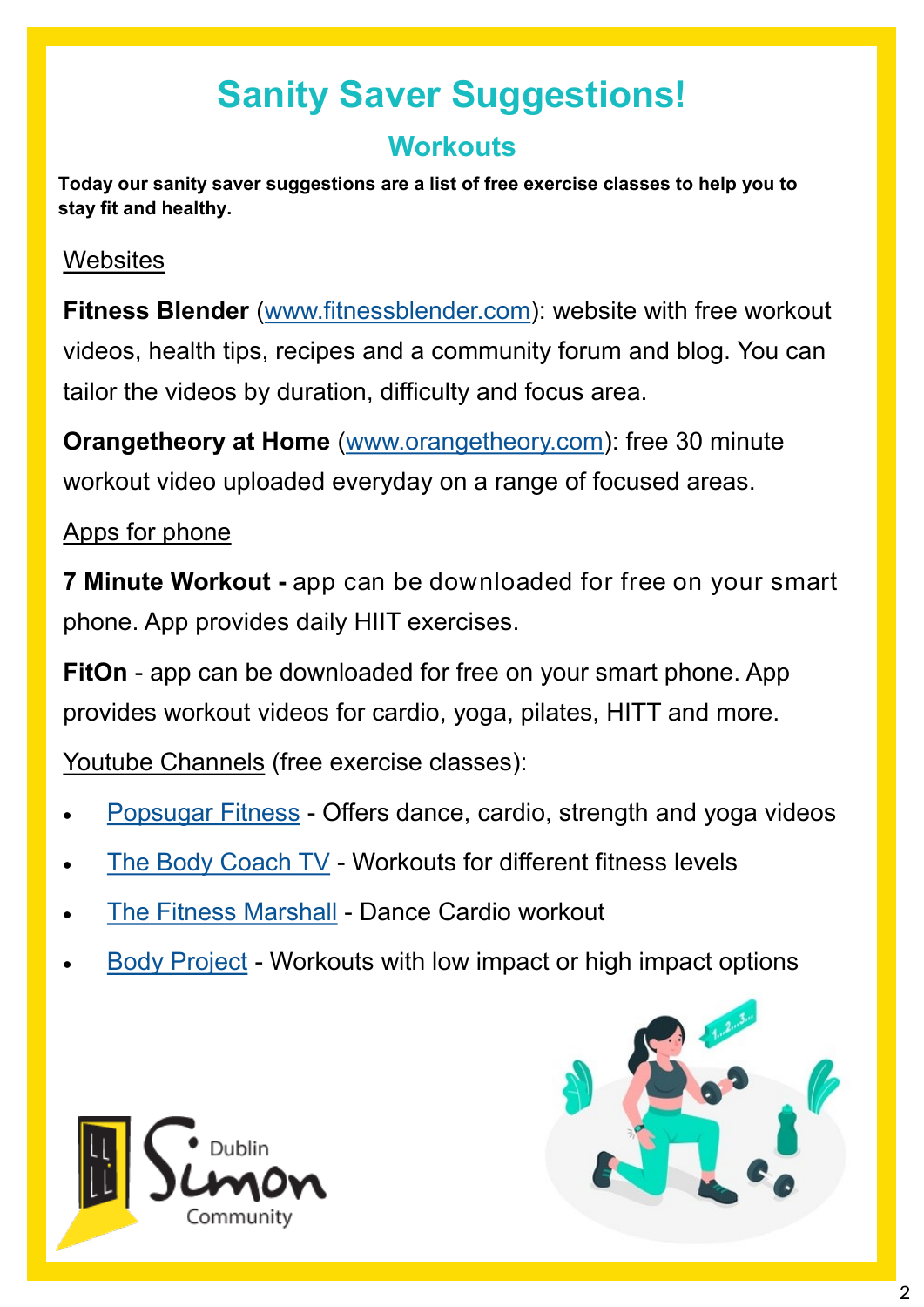# Sanity Saver Suggestions!

## Workouts

**Today our sanity saver suggestions are a list of free exercise classes to help you to stay fit and healthy.**

Websites

**Fitness Blender** (www.fitnessblender.com): website with free workout videos, health tips, recipes and a community forum and blog. You can tailor the videos by duration, difficulty and focus area.

**Orangetheory at Home** (www.orangetheory.com): free 30 minute workout video uploaded everyday on a range of focused areas.

Apps for phone

**7 Minute Workout -** app can be downloaded for free on your smart phone. App provides daily HIIT exercises.

**FitOn** - app can be downloaded for free on your smart phone. App provides workout videos for cardio, yoga, pilates, HITT and more.

Youtube Channels (free exercise classes):

- Popsugar Fitness - Offers dance, cardio, strength and yoga videos
- The Body Coach TV - Workouts for different fitness levels
- The Fitness Marshall - Dance Cardio workout
- Body Project - Workouts with low impact or high impact options

Dublin Simon Community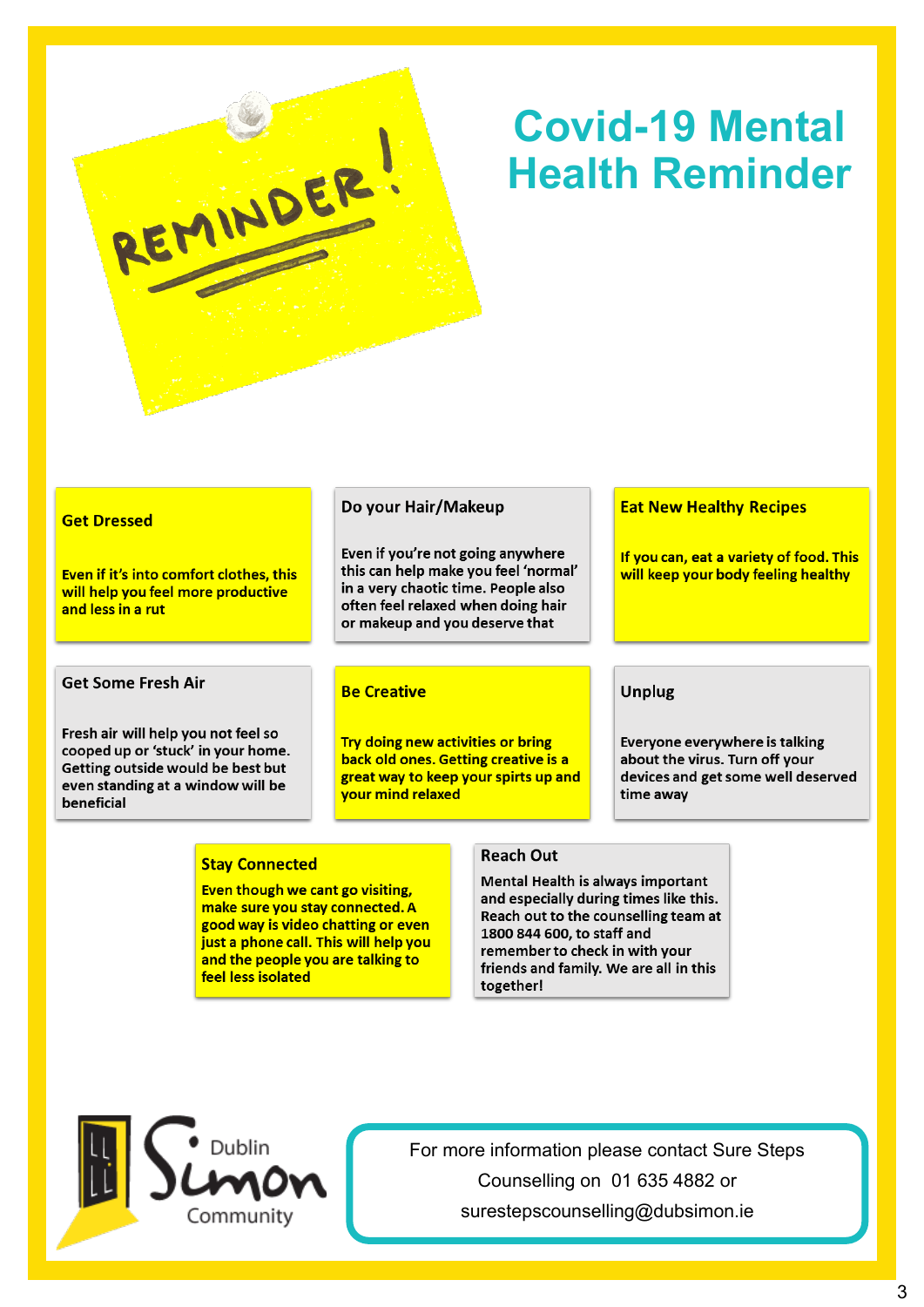# Covid-19 Mental Health Reminder

REMINDER!

### Get Dressed

Even if it's into comfort clothes, this will help you feel more productive and less in a rut

### Do your Hair/Makeup

Even if you're not going anywhere this can help make you feel 'normal' in a very chaotic time. People also often feel relaxed when doing hair or makeup and you deserve that

### Eat New Healthy Recipes

If you can, eat a variety of food. This will keep your body feeling healthy

### Get Some Fresh Air

Fresh air will help you not feel so cooped up or 'stuck' in your home. Getting outside would be best but even standing at a window will be beneficial

### Be Creative

Try doing new activities or bring back old ones. Getting creative is a great way to keep your spirts up and your mind relaxed

### Unplug

Everyone everywhere is talking about the virus. Turn off your devices and get some well deserved time away

### Stay Connected

Even though we cant go visiting, make sure you stay connected. A good way is video chatting or even just a phone call. This will help you and the people you are talking to feel less isolated

### Reach Out

Mental Health is always important and especially during times like this. Reach out to the counselling team at 1800 844 600, to staff and remember to check in with your friends and family. We are all in this together!

Dublin Simon Community

For more information please contact Sure Steps Counselling on 01 635 4882 or surestepscounselling@dubsimon.ie